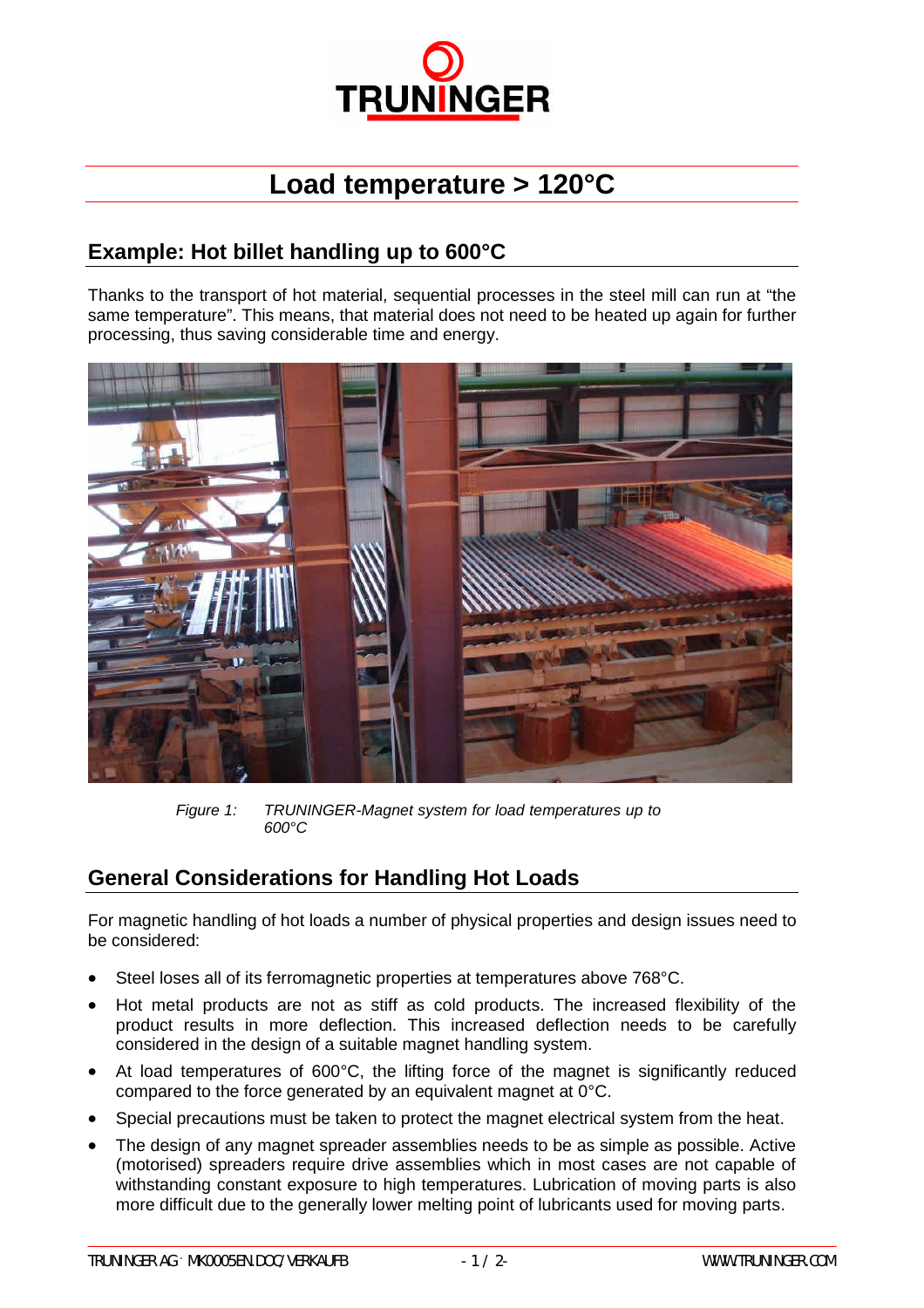# Load temperature > 120°C

## Example: Hot billet handling up to 600°C

Thanks to the transport of hot material, sequential processes in the steel mill can run at "the same temperature". This means, that material does not need to be heated up again for further processing, thus saving considerable time and energy.

*Figure 1: TRUNINGER-Magnet system for load temperatures up to 600°C*

## General Considerations for Handling Hot Loads

For magnetic handling of hot loads a number of physical properties and design issues need to be considered:

- Steel loses all of its ferromagnetic properties at temperatures above 768°C.
- Hot metal products are not as stiff as cold products. The increased flexibility of the product results in more deflection. This increased deflection needs to be carefully considered in the design of a suitable magnet handling system.
- At load temperatures of 600°C, the lifting force of the magnet is significantly reduced compared to the force generated by an equivalent magnet at 0°C.
- Special precautions must be taken to protect the magnet electrical system from the heat.
- The design of any magnet spreader assemblies needs to be as simple as possible. Active (motorised) spreaders require drive assemblies which in most cases are not capable of withstanding constant exposure to high temperatures. Lubrication of moving parts is also more difficult due to the generally lower melting point of lubricants used for moving parts.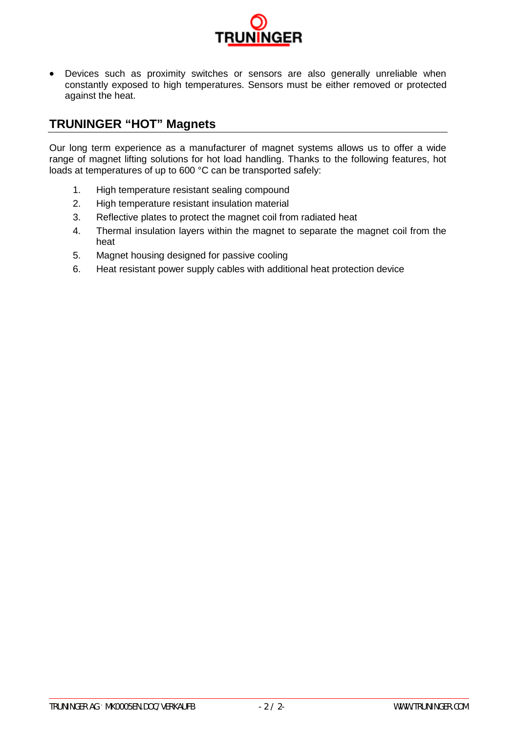- Devices such as proximity switches or sensors are also generally unreliable when constantly exposed to high temperatures. Sensors must be either removed or protected against the heat.

## TRUNINGER "HOT" Magnets

Our long term experience as a manufacturer of magnet systems allows us to offer a wide range of magnet lifting solutions for hot load handling. Thanks to the following features, hot loads at temperatures of up to 600 °C can be transported safely:

1. High temperature resistant sealing compound
2. High temperature resistant insulation material
3. Reflective plates to protect the magnet coil from radiated heat
4. Thermal insulation layers within the magnet to separate the magnet coil from the heat
5. Magnet housing designed for passive cooling
6. Heat resistant power supply cables with additional heat protection device